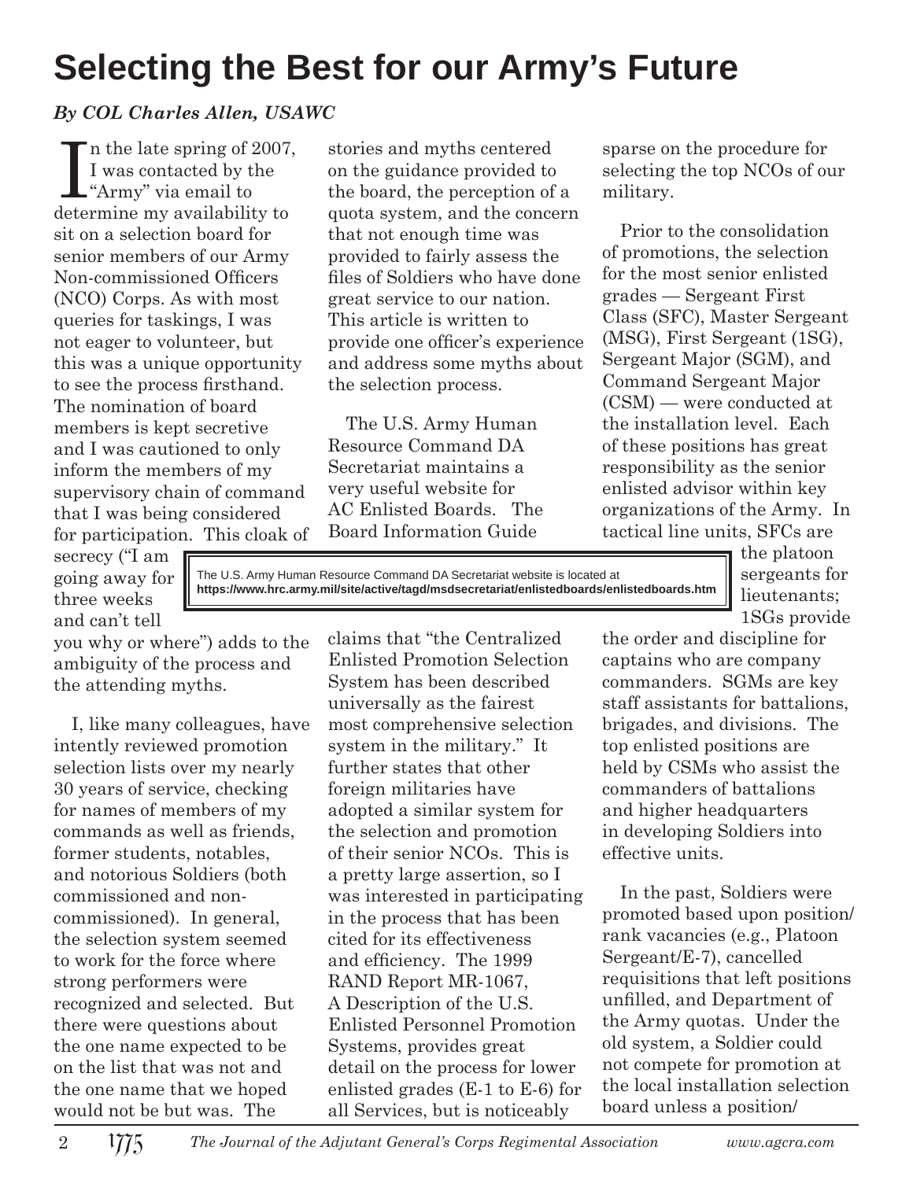# Selecting the Best for our Army's Future

*By COL Charles Allen, USAWC*

In the late spring of 2007, I was contacted by the "Army" via email to determine my availability to sit on a selection board for senior members of our Army Non-commissioned Officers (NCO) Corps. As with most queries for taskings, I was not eager to volunteer, but this was a unique opportunity to see the process firsthand. The nomination of board members is kept secretive and I was cautioned to only inform the members of my supervisory chain of command that I was being considered for participation. This cloak of secrecy ("I am going away for three weeks and can't tell you why or where") adds to the ambiguity of the process and the attending myths.

I, like many colleagues, have intently reviewed promotion selection lists over my nearly 30 years of service, checking for names of members of my commands as well as friends, former students, notables, and notorious Soldiers (both commissioned and non-commissioned). In general, the selection system seemed to work for the force where strong performers were recognized and selected. But there were questions about the one name expected to be on the list that was not and the one name that we hoped would not be but was. The stories and myths centered on the guidance provided to the board, the perception of a quota system, and the concern that not enough time was provided to fairly assess the files of Soldiers who have done great service to our nation. This article is written to provide one officer's experience and address some myths about the selection process.

The U.S. Army Human Resource Command DA Secretariat maintains a very useful website for AC Enlisted Boards. The Board Information Guide claims that "the Centralized Enlisted Promotion Selection System has been described universally as the fairest most comprehensive selection system in the military." It further states that other foreign militaries have adopted a similar system for the selection and promotion of their senior NCOs. This is a pretty large assertion, so I was interested in participating in the process that has been cited for its effectiveness and efficiency. The 1999 RAND Report MR-1067, A Description of the U.S. Enlisted Personnel Promotion Systems, provides great detail on the process for lower enlisted grades (E-1 to E-6) for all Services, but is noticeably sparse on the procedure for selecting the top NCOs of our military.

> The U.S. Army Human Resource Command DA Secretariat website is located at
> **https://www.hrc.army.mil/site/active/tagd/msdsecretariat/enlistedboards/enlistedboards.htm**

Prior to the consolidation of promotions, the selection for the most senior enlisted grades — Sergeant First Class (SFC), Master Sergeant (MSG), First Sergeant (1SG), Sergeant Major (SGM), and Command Sergeant Major (CSM) — were conducted at the installation level. Each of these positions has great responsibility as the senior enlisted advisor within key organizations of the Army. In tactical line units, SFCs are the platoon sergeants for lieutenants; 1SGs provide the order and discipline for captains who are company commanders. SGMs are key staff assistants for battalions, brigades, and divisions. The top enlisted positions are held by CSMs who assist the commanders of battalions and higher headquarters in developing Soldiers into effective units.

In the past, Soldiers were promoted based upon position/rank vacancies (e.g., Platoon Sergeant/E-7), cancelled requisitions that left positions unfilled, and Department of the Army quotas. Under the old system, a Soldier could not compete for promotion at the local installation selection board unless a position/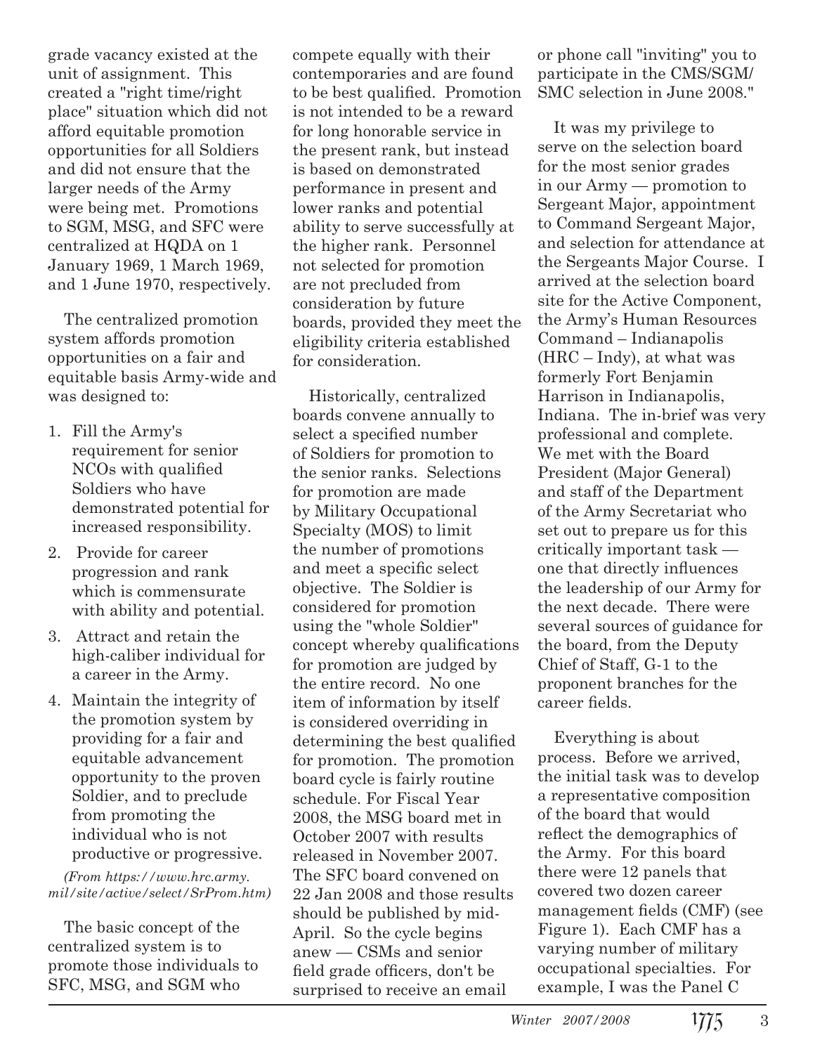grade vacancy existed at the unit of assignment. This created a "right time/right place" situation which did not afford equitable promotion opportunities for all Soldiers and did not ensure that the larger needs of the Army were being met. Promotions to SGM, MSG, and SFC were centralized at HQDA on 1 January 1969, 1 March 1969, and 1 June 1970, respectively.

The centralized promotion system affords promotion opportunities on a fair and equitable basis Army-wide and was designed to:

1. Fill the Army's requirement for senior NCOs with qualified Soldiers who have demonstrated potential for increased responsibility.
2. Provide for career progression and rank which is commensurate with ability and potential.
3. Attract and retain the high-caliber individual for a career in the Army.
4. Maintain the integrity of the promotion system by providing for a fair and equitable advancement opportunity to the proven Soldier, and to preclude from promoting the individual who is not productive or progressive.

*(From https://www.hrc.army.mil/site/active/select/SrProm.htm)*

The basic concept of the centralized system is to promote those individuals to SFC, MSG, and SGM who compete equally with their contemporaries and are found to be best qualified. Promotion is not intended to be a reward for long honorable service in the present rank, but instead is based on demonstrated performance in present and lower ranks and potential ability to serve successfully at the higher rank. Personnel not selected for promotion are not precluded from consideration by future boards, provided they meet the eligibility criteria established for consideration.

Historically, centralized boards convene annually to select a specified number of Soldiers for promotion to the senior ranks. Selections for promotion are made by Military Occupational Specialty (MOS) to limit the number of promotions and meet a specific select objective. The Soldier is considered for promotion using the "whole Soldier" concept whereby qualifications for promotion are judged by the entire record. No one item of information by itself is considered overriding in determining the best qualified for promotion. The promotion board cycle is fairly routine schedule. For Fiscal Year 2008, the MSG board met in October 2007 with results released in November 2007. The SFC board convened on 22 Jan 2008 and those results should be published by mid-April. So the cycle begins anew — CSMs and senior field grade officers, don't be surprised to receive an email or phone call "inviting" you to participate in the CMS/SGM/SMC selection in June 2008."

It was my privilege to serve on the selection board for the most senior grades in our Army — promotion to Sergeant Major, appointment to Command Sergeant Major, and selection for attendance at the Sergeants Major Course. I arrived at the selection board site for the Active Component, the Army's Human Resources Command – Indianapolis (HRC – Indy), at what was formerly Fort Benjamin Harrison in Indianapolis, Indiana. The in-brief was very professional and complete. We met with the Board President (Major General) and staff of the Department of the Army Secretariat who set out to prepare us for this critically important task — one that directly influences the leadership of our Army for the next decade. There were several sources of guidance for the board, from the Deputy Chief of Staff, G-1 to the proponent branches for the career fields.

Everything is about process. Before we arrived, the initial task was to develop a representative composition of the board that would reflect the demographics of the Army. For this board there were 12 panels that covered two dozen career management fields (CMF) (see Figure 1). Each CMF has a varying number of military occupational specialties. For example, I was the Panel C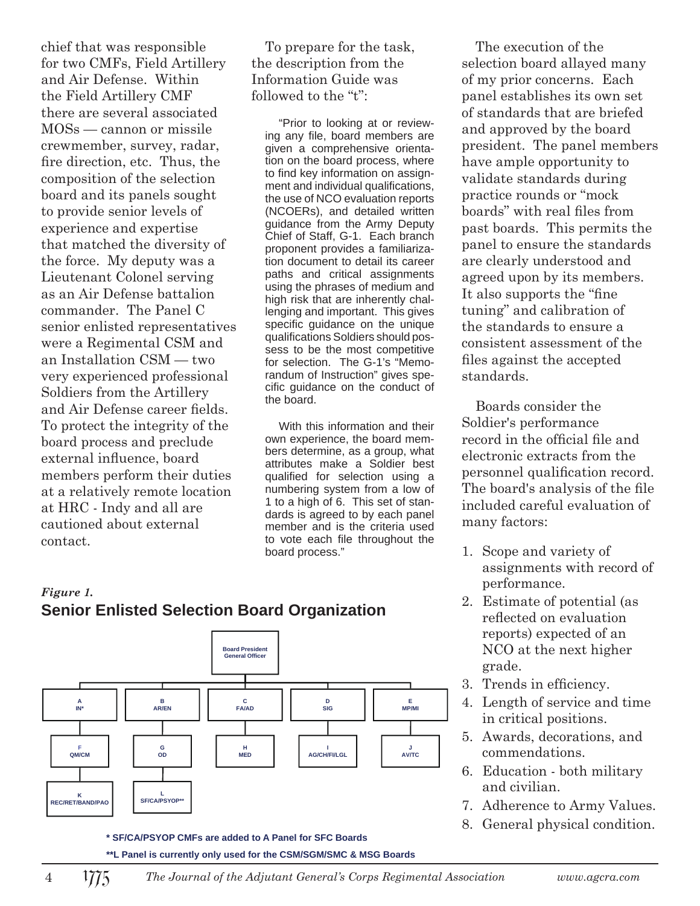chief that was responsible for two CMFs, Field Artillery and Air Defense. Within the Field Artillery CMF there are several associated MOSs — cannon or missile crewmember, survey, radar, fire direction, etc. Thus, the composition of the selection board and its panels sought to provide senior levels of experience and expertise that matched the diversity of the force. My deputy was a Lieutenant Colonel serving as an Air Defense battalion commander. The Panel C senior enlisted representatives were a Regimental CSM and an Installation CSM — two very experienced professional Soldiers from the Artillery and Air Defense career fields. To protect the integrity of the board process and preclude external influence, board members perform their duties at a relatively remote location at HRC - Indy and all are cautioned about external contact.

To prepare for the task, the description from the Information Guide was followed to the "t":

> "Prior to looking at or reviewing any file, board members are given a comprehensive orientation on the board process, where to find key information on assignment and individual qualifications, the use of NCO evaluation reports (NCOERs), and detailed written guidance from the Army Deputy Chief of Staff, G-1. Each branch proponent provides a familiarization document to detail its career paths and critical assignments using the phrases of medium and high risk that are inherently challenging and important. This gives specific guidance on the unique qualifications Soldiers should possess to be the most competitive for selection. The G-1's "Memorandum of Instruction" gives specific guidance on the conduct of the board.
>
> With this information and their own experience, the board members determine, as a group, what attributes make a Soldier best qualified for selection using a numbering system from a low of 1 to a high of 6. This set of standards is agreed to by each panel member and is the criteria used to vote each file throughout the board process."

*Figure 1.*

**Senior Enlisted Selection Board Organization**

- Board President – General Officer
  - A – IN*
    - F – QM/CM
    - K – REC/RET/BAND/PAO
  - B – AR/EN
    - G – OD
    - L – SF/CA/PSYOP**
  - C – FA/AD
    - H – MED
  - D – SIG
    - I – AG/CH/FI/LGL
  - E – MP/MI
    - J – AV/TC

**\* SF/CA/PSYOP CMFs are added to A Panel for SFC Boards**

**\*\*L Panel is currently only used for the CSM/SGM/SMC & MSG Boards**

The execution of the selection board allayed many of my prior concerns. Each panel establishes its own set of standards that are briefed and approved by the board president. The panel members have ample opportunity to validate standards during practice rounds or "mock boards" with real files from past boards. This permits the panel to ensure the standards are clearly understood and agreed upon by its members. It also supports the "fine tuning" and calibration of the standards to ensure a consistent assessment of the files against the accepted standards.

Boards consider the Soldier's performance record in the official file and electronic extracts from the personnel qualification record. The board's analysis of the file included careful evaluation of many factors:

1. Scope and variety of assignments with record of performance.
2. Estimate of potential (as reflected on evaluation reports) expected of an NCO at the next higher grade.
3. Trends in efficiency.
4. Length of service and time in critical positions.
5. Awards, decorations, and commendations.
6. Education - both military and civilian.
7. Adherence to Army Values.
8. General physical condition.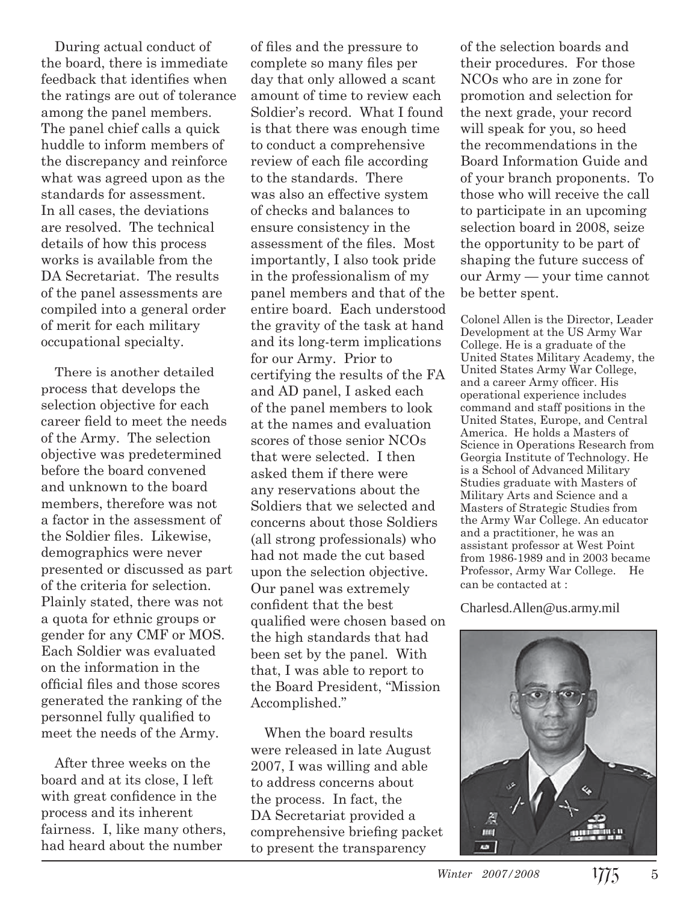During actual conduct of the board, there is immediate feedback that identifies when the ratings are out of tolerance among the panel members. The panel chief calls a quick huddle to inform members of the discrepancy and reinforce what was agreed upon as the standards for assessment. In all cases, the deviations are resolved. The technical details of how this process works is available from the DA Secretariat. The results of the panel assessments are compiled into a general order of merit for each military occupational specialty.

There is another detailed process that develops the selection objective for each career field to meet the needs of the Army. The selection objective was predetermined before the board convened and unknown to the board members, therefore was not a factor in the assessment of the Soldier files. Likewise, demographics were never presented or discussed as part of the criteria for selection. Plainly stated, there was not a quota for ethnic groups or gender for any CMF or MOS. Each Soldier was evaluated on the information in the official files and those scores generated the ranking of the personnel fully qualified to meet the needs of the Army.

After three weeks on the board and at its close, I left with great confidence in the process and its inherent fairness. I, like many others, had heard about the number of files and the pressure to complete so many files per day that only allowed a scant amount of time to review each Soldier's record. What I found is that there was enough time to conduct a comprehensive review of each file according to the standards. There was also an effective system of checks and balances to ensure consistency in the assessment of the files. Most importantly, I also took pride in the professionalism of my panel members and that of the entire board. Each understood the gravity of the task at hand and its long-term implications for our Army. Prior to certifying the results of the FA and AD panel, I asked each of the panel members to look at the names and evaluation scores of those senior NCOs that were selected. I then asked them if there were any reservations about the Soldiers that we selected and concerns about those Soldiers (all strong professionals) who had not made the cut based upon the selection objective. Our panel was extremely confident that the best qualified were chosen based on the high standards that had been set by the panel. With that, I was able to report to the Board President, "Mission Accomplished."

When the board results were released in late August 2007, I was willing and able to address concerns about the process. In fact, the DA Secretariat provided a comprehensive briefing packet to present the transparency of the selection boards and their procedures. For those NCOs who are in zone for promotion and selection for the next grade, your record will speak for you, so heed the recommendations in the Board Information Guide and of your branch proponents. To those who will receive the call to participate in an upcoming selection board in 2008, seize the opportunity to be part of shaping the future success of our Army — your time cannot be better spent.

Colonel Allen is the Director, Leader Development at the US Army War College. He is a graduate of the United States Military Academy, the United States Army War College, and a career Army officer. His operational experience includes command and staff positions in the United States, Europe, and Central America. He holds a Masters of Science in Operations Research from Georgia Institute of Technology. He is a School of Advanced Military Studies graduate with Masters of Military Arts and Science and a Masters of Strategic Studies from the Army War College. An educator and a practitioner, he was an assistant professor at West Point from 1986-1989 and in 2003 became Professor, Army War College. He can be contacted at :

Charlesd.Allen@us.army.mil